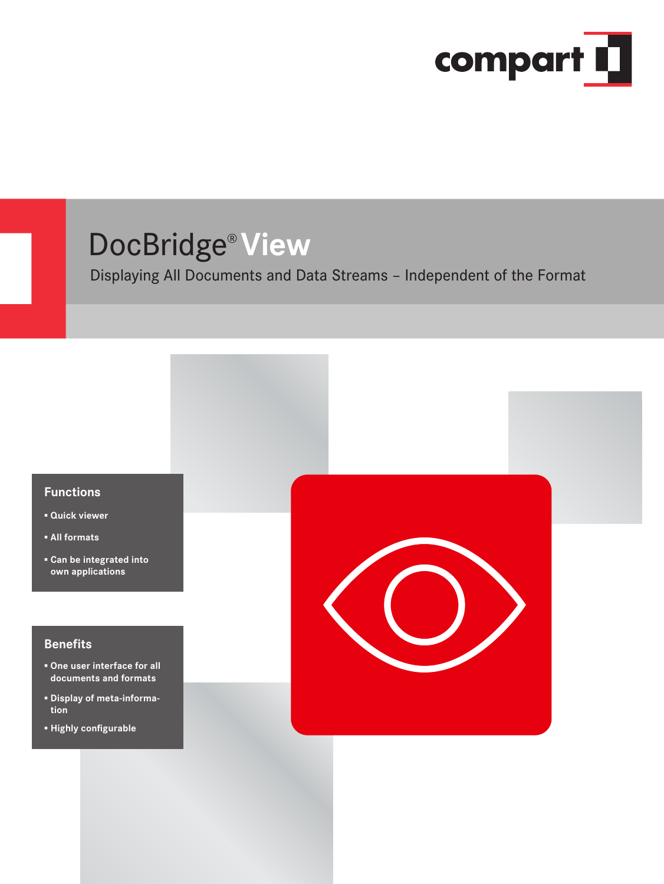compart

# DocBridge® View

Displaying All Documents and Data Streams – Independent of the Format

## Functions

- Quick viewer
- All formats
- Can be integrated into own applications

## Benefits

- One user interface for all documents and formats
- Display of meta-information
- Highly configurable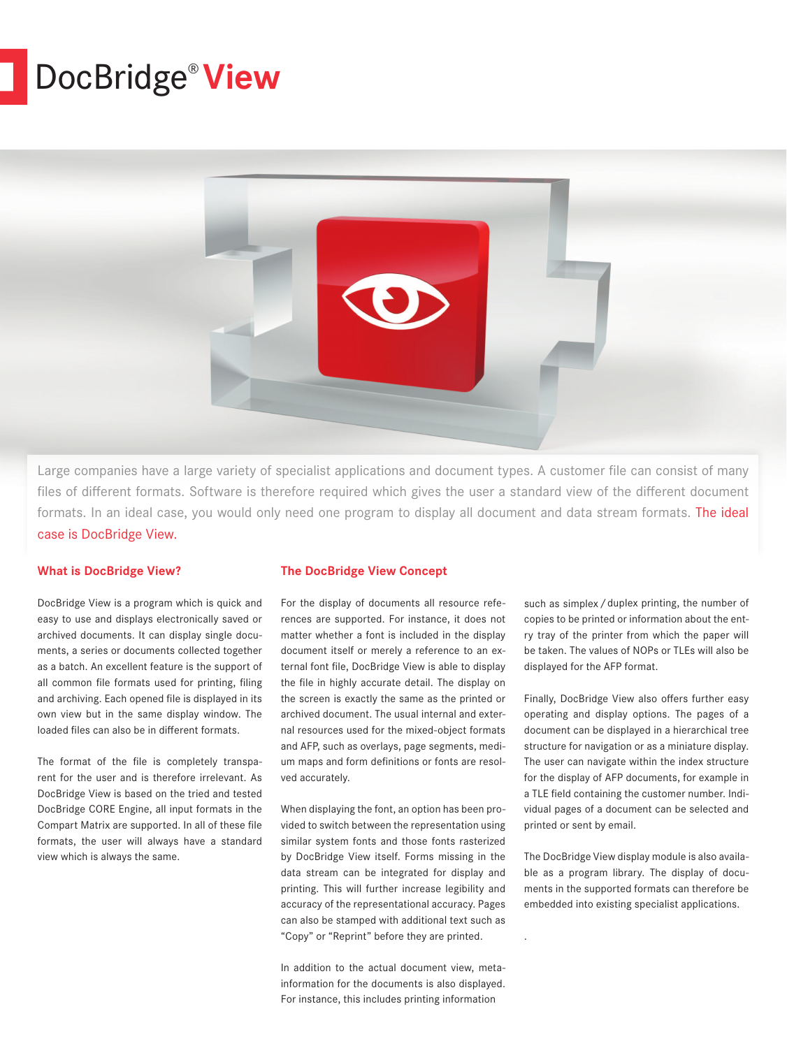# DocBridge® View

Large companies have a large variety of specialist applications and document types. A customer file can consist of many files of different formats. Software is therefore required which gives the user a standard view of the different document formats. In an ideal case, you would only need one program to display all document and data stream formats. The ideal case is DocBridge View.

## What is DocBridge View?

DocBridge View is a program which is quick and easy to use and displays electronically saved or archived documents. It can display single documents, a series or documents collected together as a batch. An excellent feature is the support of all common file formats used for printing, filing and archiving. Each opened file is displayed in its own view but in the same display window. The loaded files can also be in different formats.

The format of the file is completely transparent for the user and is therefore irrelevant. As DocBridge View is based on the tried and tested DocBridge CORE Engine, all input formats in the Compart Matrix are supported. In all of these file formats, the user will always have a standard view which is always the same.

## The DocBridge View Concept

For the display of documents all resource references are supported. For instance, it does not matter whether a font is included in the display document itself or merely a reference to an external font file, DocBridge View is able to display the file in highly accurate detail. The display on the screen is exactly the same as the printed or archived document. The usual internal and external resources used for the mixed-object formats and AFP, such as overlays, page segments, medium maps and form definitions or fonts are resolved accurately.

When displaying the font, an option has been provided to switch between the representation using similar system fonts and those fonts rasterized by DocBridge View itself. Forms missing in the data stream can be integrated for display and printing. This will further increase legibility and accuracy of the representational accuracy. Pages can also be stamped with additional text such as "Copy" or "Reprint" before they are printed.

In addition to the actual document view, meta-information for the documents is also displayed. For instance, this includes printing information such as simplex / duplex printing, the number of copies to be printed or information about the entry tray of the printer from which the paper will be taken. The values of NOPs or TLEs will also be displayed for the AFP format.

Finally, DocBridge View also offers further easy operating and display options. The pages of a document can be displayed in a hierarchical tree structure for navigation or as a miniature display. The user can navigate within the index structure for the display of AFP documents, for example in a TLE field containing the customer number. Individual pages of a document can be selected and printed or sent by email.

The DocBridge View display module is also available as a program library. The display of documents in the supported formats can therefore be embedded into existing specialist applications.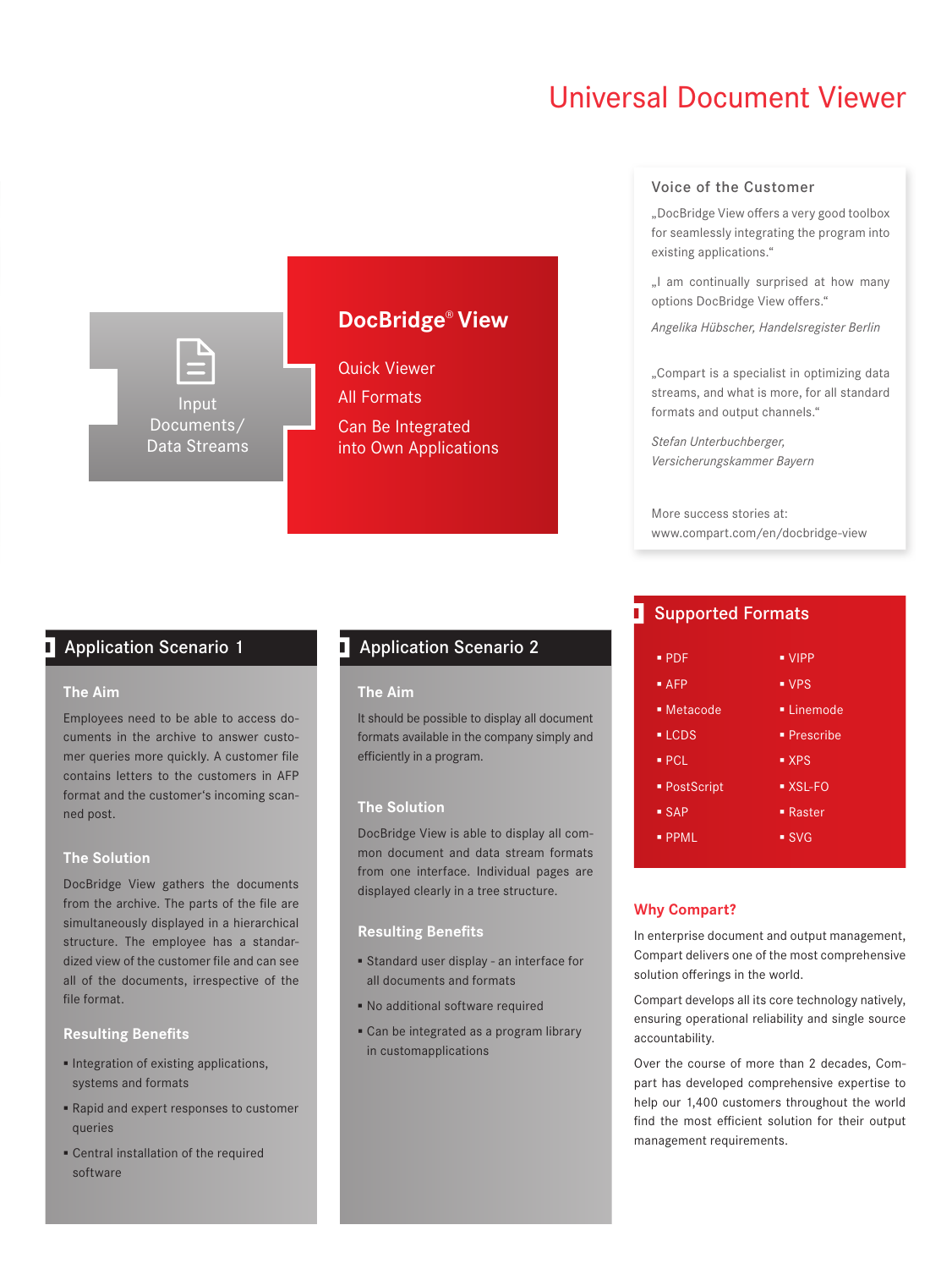# Universal Document Viewer

Input Documents/ Data Streams

## DocBridge® View

Quick Viewer

All Formats

Can Be Integrated into Own Applications

### Voice of the Customer

„DocBridge View offers a very good toolbox for seamlessly integrating the program into existing applications.“

„I am continually surprised at how many options DocBridge View offers.“

*Angelika Hübscher, Handelsregister Berlin*

„Compart is a specialist in optimizing data streams, and what is more, for all standard formats and output channels.“

*Stefan Unterbuchberger, Versicherungskammer Bayern*

More success stories at: www.compart.com/en/docbridge-view

## Application Scenario 1

### The Aim

Employees need to be able to access documents in the archive to answer customer queries more quickly. A customer file contains letters to the customers in AFP format and the customer's incoming scanned post.

### The Solution

DocBridge View gathers the documents from the archive. The parts of the file are simultaneously displayed in a hierarchical structure. The employee has a standardized view of the customer file and can see all of the documents, irrespective of the file format.

### Resulting Benefits

- Integration of existing applications, systems and formats
- Rapid and expert responses to customer queries
- Central installation of the required software

## Application Scenario 2

### The Aim

It should be possible to display all document formats available in the company simply and efficiently in a program.

### The Solution

DocBridge View is able to display all common document and data stream formats from one interface. Individual pages are displayed clearly in a tree structure.

### Resulting Benefits

- Standard user display - an interface for all documents and formats
- No additional software required
- Can be integrated as a program library in customapplications

## Supported Formats

- PDF
- AFP
- Metacode
- LCDS
- PCL
- PostScript
- SAP
- PPML
- VIPP
- VPS
- Linemode
- Prescribe
- XPS
- XSL-FO
- Raster
- SVG

### Why Compart?

In enterprise document and output management, Compart delivers one of the most comprehensive solution offerings in the world.

Compart develops all its core technology natively, ensuring operational reliability and single source accountability.

Over the course of more than 2 decades, Compart has developed comprehensive expertise to help our 1,400 customers throughout the world find the most efficient solution for their output management requirements.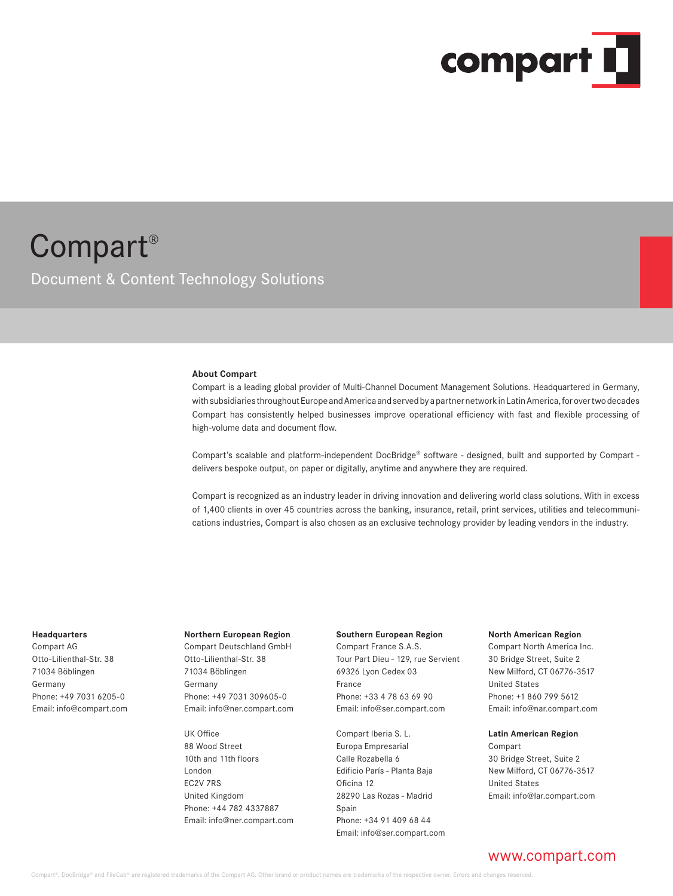compart

# Compart®

Document & Content Technology Solutions

**About Compart**

Compart is a leading global provider of Multi-Channel Document Management Solutions. Headquartered in Germany, with subsidiaries throughout Europe and America and served by a partner network in Latin America, for over two decades Compart has consistently helped businesses improve operational efficiency with fast and flexible processing of high-volume data and document flow.

Compart's scalable and platform-independent DocBridge® software - designed, built and supported by Compart - delivers bespoke output, on paper or digitally, anytime and anywhere they are required.

Compart is recognized as an industry leader in driving innovation and delivering world class solutions. With in excess of 1,400 clients in over 45 countries across the banking, insurance, retail, print services, utilities and telecommunications industries, Compart is also chosen as an exclusive technology provider by leading vendors in the industry.

**Headquarters**
Compart AG
Otto-Lilienthal-Str. 38
71034 Böblingen
Germany
Phone: +49 7031 6205-0
Email: info@compart.com

**Northern European Region**
Compart Deutschland GmbH
Otto-Lilienthal-Str. 38
71034 Böblingen
Germany
Phone: +49 7031 309605-0
Email: info@ner.compart.com

UK Office
88 Wood Street
10th and 11th floors
London
EC2V 7RS
United Kingdom
Phone: +44 782 4337887
Email: info@ner.compart.com

**Southern European Region**
Compart France S.A.S.
Tour Part Dieu - 129, rue Servient
69326 Lyon Cedex 03
France
Phone: +33 4 78 63 69 90
Email: info@ser.compart.com

Compart Iberia S. L.
Europa Empresarial
Calle Rozabella 6
Edificio París - Planta Baja
Oficina 12
28290 Las Rozas - Madrid
Spain
Phone: +34 91 409 68 44
Email: info@ser.compart.com

**North American Region**
Compart North America Inc.
30 Bridge Street, Suite 2
New Milford, CT 06776-3517
United States
Phone: +1 860 799 5612
Email: info@nar.compart.com

**Latin American Region**
Compart
30 Bridge Street, Suite 2
New Milford, CT 06776-3517
United States
Email: info@lar.compart.com

www.compart.com

Compart®, DocBridge® and FileCab® are registered trademarks of the Compart AG. Other brand or product names are trademarks of the respective owner. Errors and changes reserved.